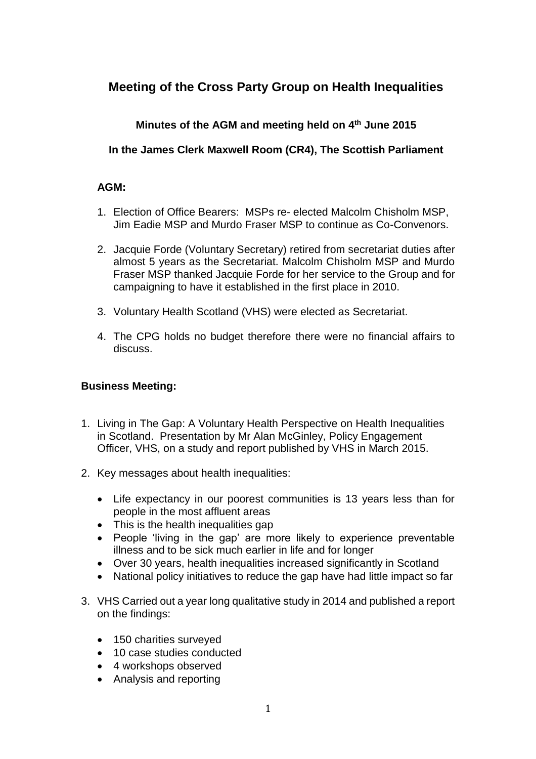# Meeting of the Cross Party Group on Health Inequalities

### Minutes of the AGM and meeting held on 4th June 2015

### In the James Clerk Maxwell Room (CR4), The Scottish Parliament

**AGM:**

1. Election of Office Bearers: MSPs re- elected Malcolm Chisholm MSP, Jim Eadie MSP and Murdo Fraser MSP to continue as Co-Convenors.

2. Jacquie Forde (Voluntary Secretary) retired from secretariat duties after almost 5 years as the Secretariat. Malcolm Chisholm MSP and Murdo Fraser MSP thanked Jacquie Forde for her service to the Group and for campaigning to have it established in the first place in 2010.

3. Voluntary Health Scotland (VHS) were elected as Secretariat.

4. The CPG holds no budget therefore there were no financial affairs to discuss.

**Business Meeting:**

1. Living in The Gap: A Voluntary Health Perspective on Health Inequalities in Scotland. Presentation by Mr Alan McGinley, Policy Engagement Officer, VHS, on a study and report published by VHS in March 2015.

2. Key messages about health inequalities:

   - Life expectancy in our poorest communities is 13 years less than for people in the most affluent areas
   - This is the health inequalities gap
   - People 'living in the gap' are more likely to experience preventable illness and to be sick much earlier in life and for longer
   - Over 30 years, health inequalities increased significantly in Scotland
   - National policy initiatives to reduce the gap have had little impact so far

3. VHS Carried out a year long qualitative study in 2014 and published a report on the findings:

   - 150 charities surveyed
   - 10 case studies conducted
   - 4 workshops observed
   - Analysis and reporting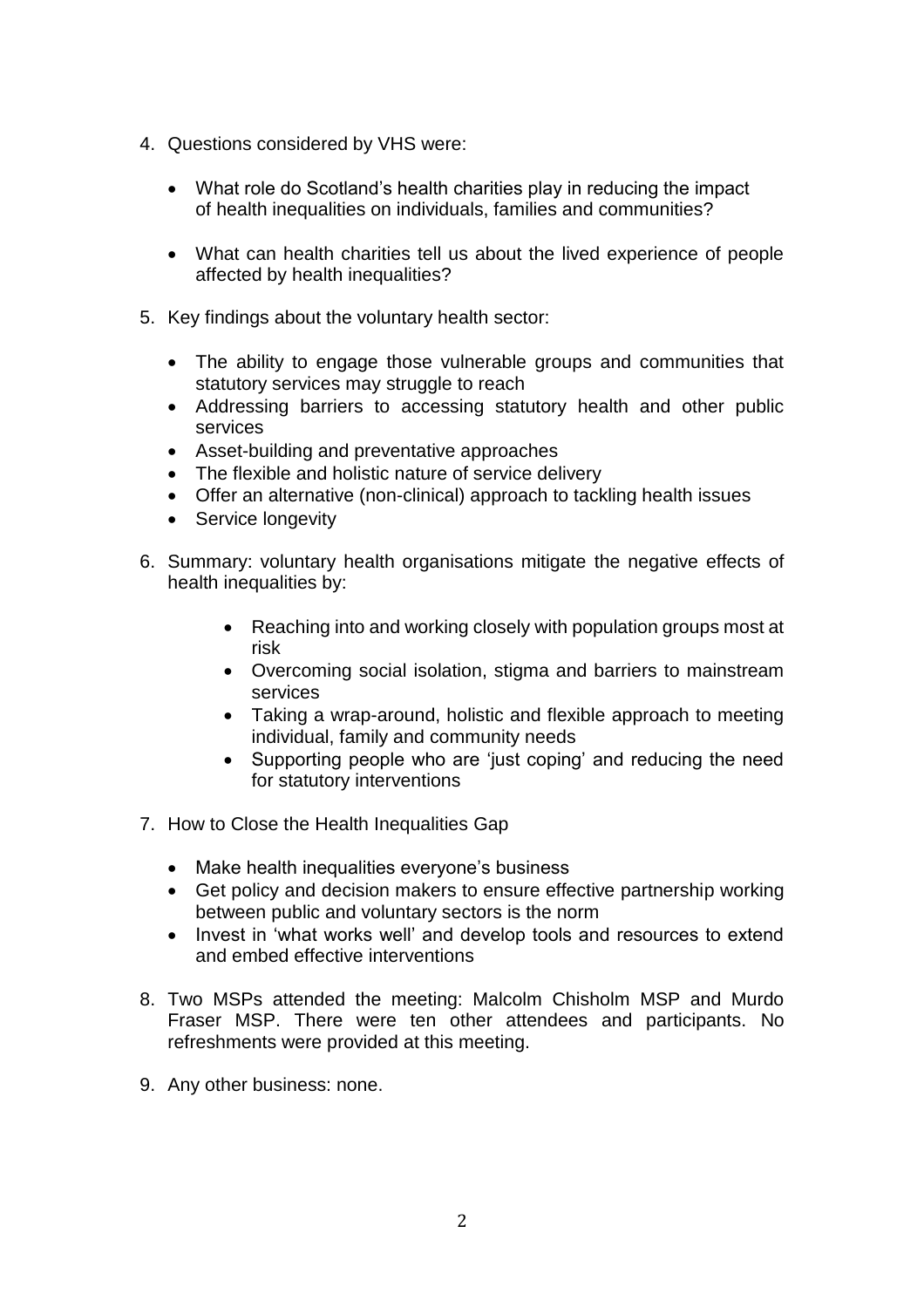4. Questions considered by VHS were:

    - What role do Scotland's health charities play in reducing the impact of health inequalities on individuals, families and communities?

    - What can health charities tell us about the lived experience of people affected by health inequalities?

5. Key findings about the voluntary health sector:

    - The ability to engage those vulnerable groups and communities that statutory services may struggle to reach
    - Addressing barriers to accessing statutory health and other public services
    - Asset-building and preventative approaches
    - The flexible and holistic nature of service delivery
    - Offer an alternative (non-clinical) approach to tackling health issues
    - Service longevity

6. Summary: voluntary health organisations mitigate the negative effects of health inequalities by:

    - Reaching into and working closely with population groups most at risk
    - Overcoming social isolation, stigma and barriers to mainstream services
    - Taking a wrap-around, holistic and flexible approach to meeting individual, family and community needs
    - Supporting people who are 'just coping' and reducing the need for statutory interventions

7. How to Close the Health Inequalities Gap

    - Make health inequalities everyone's business
    - Get policy and decision makers to ensure effective partnership working between public and voluntary sectors is the norm
    - Invest in 'what works well' and develop tools and resources to extend and embed effective interventions

8. Two MSPs attended the meeting: Malcolm Chisholm MSP and Murdo Fraser MSP. There were ten other attendees and participants. No refreshments were provided at this meeting.

9. Any other business: none.